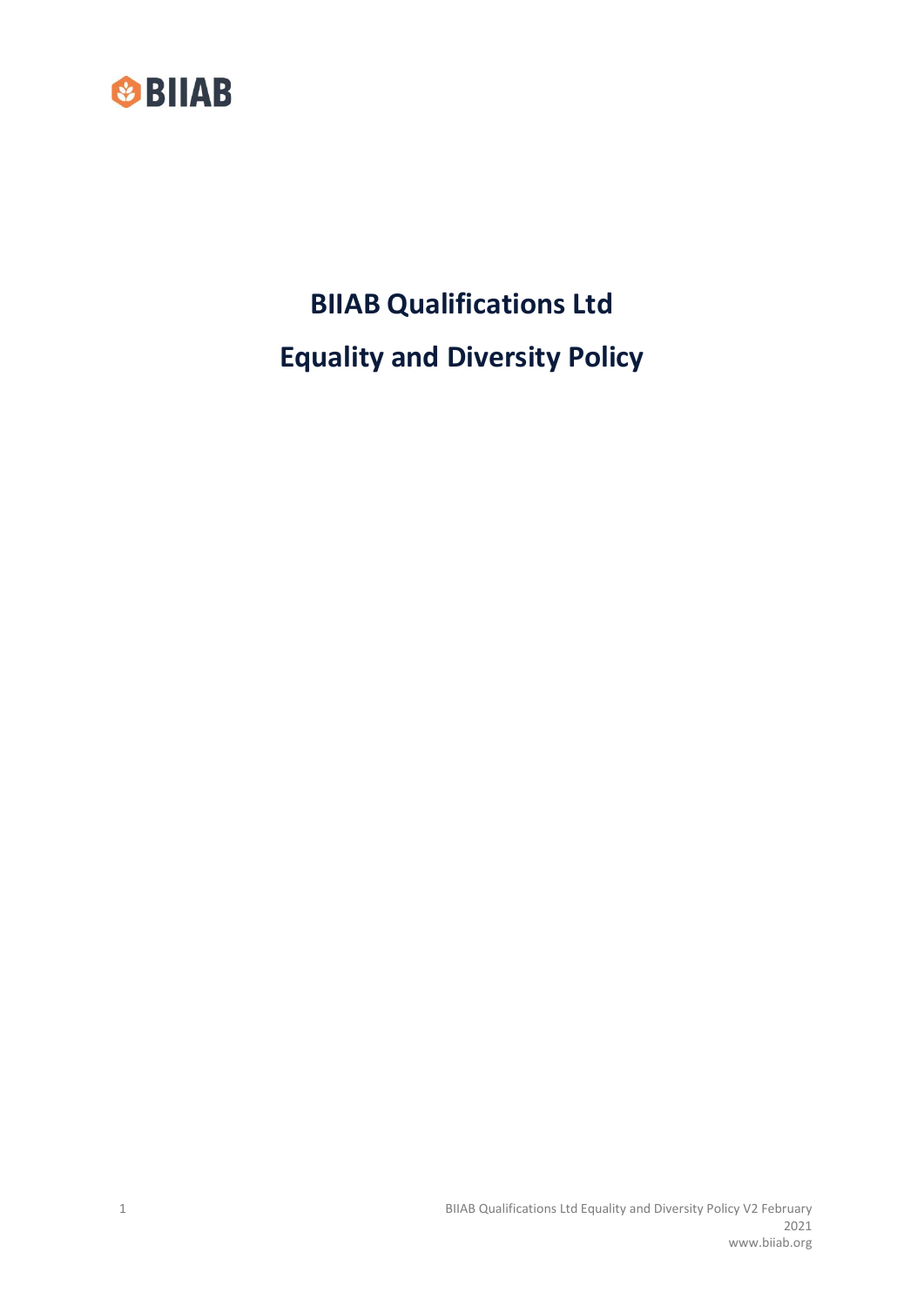# BIIAB Qualifications Ltd

# Equality and Diversity Policy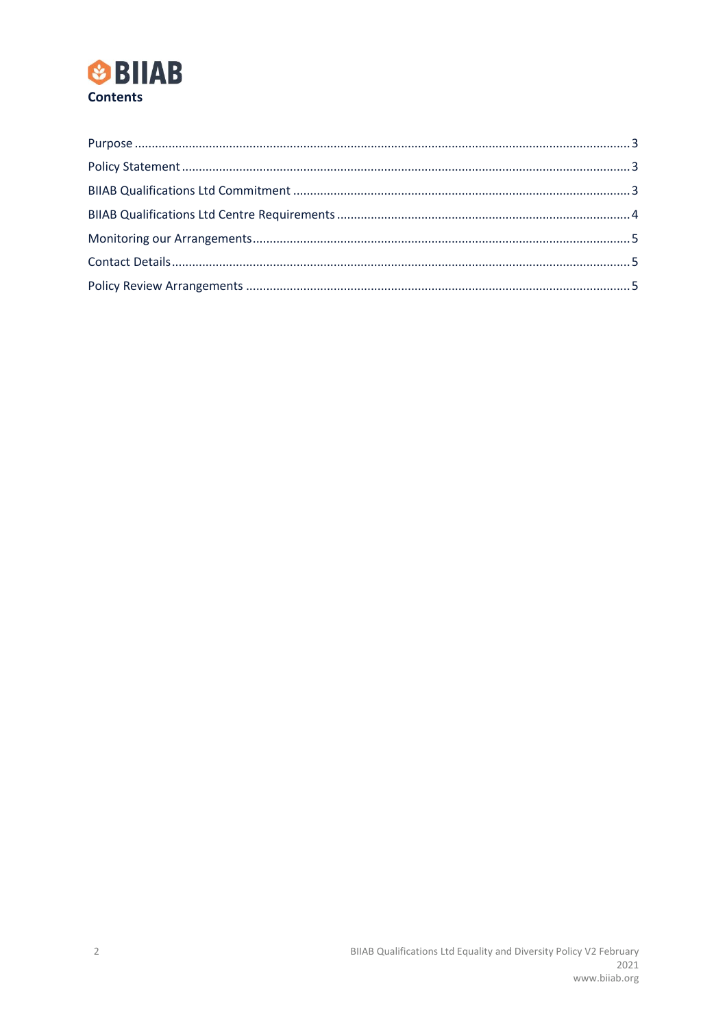## Contents

- Purpose ... 3
- Policy Statement ... 3
- BIIAB Qualifications Ltd Commitment ... 3
- BIIAB Qualifications Ltd Centre Requirements ... 4
- Monitoring our Arrangements ... 5
- Contact Details ... 5
- Policy Review Arrangements ... 5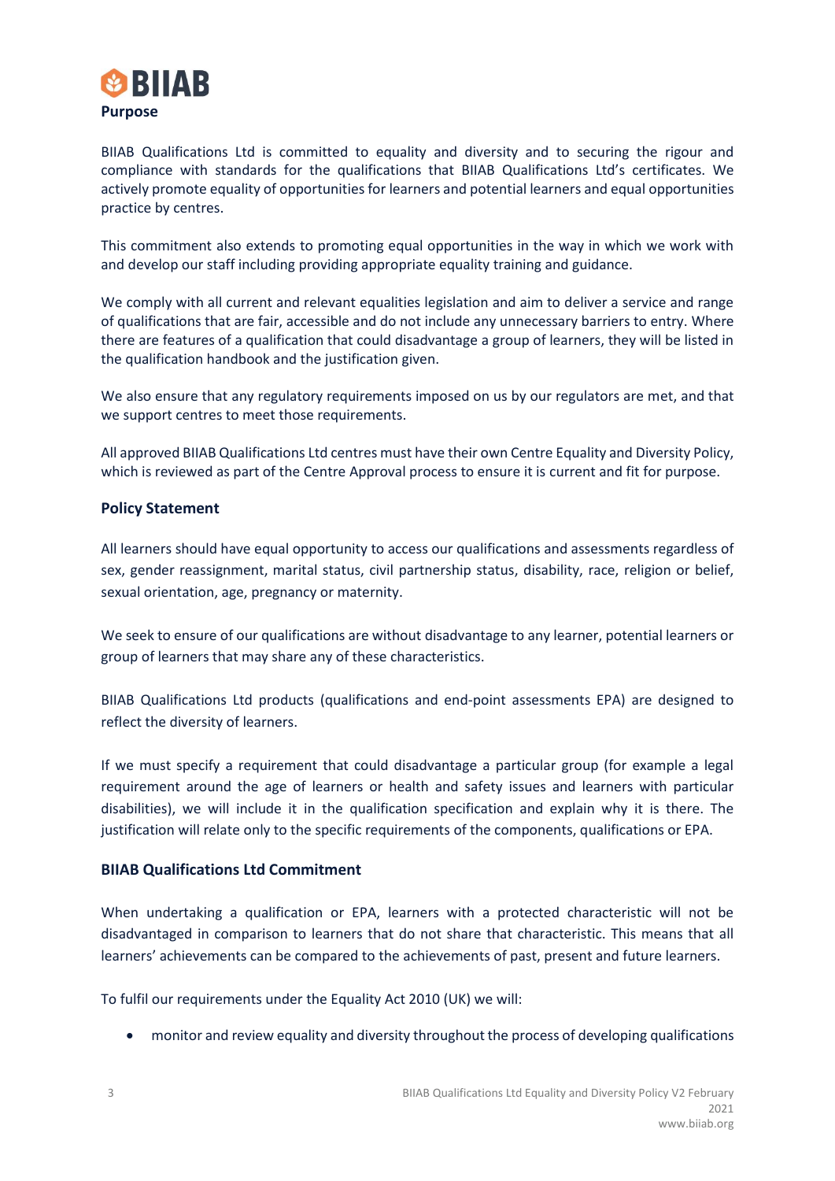## Purpose

BIIAB Qualifications Ltd is committed to equality and diversity and to securing the rigour and compliance with standards for the qualifications that BIIAB Qualifications Ltd's certificates. We actively promote equality of opportunities for learners and potential learners and equal opportunities practice by centres.

This commitment also extends to promoting equal opportunities in the way in which we work with and develop our staff including providing appropriate equality training and guidance.

We comply with all current and relevant equalities legislation and aim to deliver a service and range of qualifications that are fair, accessible and do not include any unnecessary barriers to entry. Where there are features of a qualification that could disadvantage a group of learners, they will be listed in the qualification handbook and the justification given.

We also ensure that any regulatory requirements imposed on us by our regulators are met, and that we support centres to meet those requirements.

All approved BIIAB Qualifications Ltd centres must have their own Centre Equality and Diversity Policy, which is reviewed as part of the Centre Approval process to ensure it is current and fit for purpose.

## Policy Statement

All learners should have equal opportunity to access our qualifications and assessments regardless of sex, gender reassignment, marital status, civil partnership status, disability, race, religion or belief, sexual orientation, age, pregnancy or maternity.

We seek to ensure of our qualifications are without disadvantage to any learner, potential learners or group of learners that may share any of these characteristics.

BIIAB Qualifications Ltd products (qualifications and end-point assessments EPA) are designed to reflect the diversity of learners.

If we must specify a requirement that could disadvantage a particular group (for example a legal requirement around the age of learners or health and safety issues and learners with particular disabilities), we will include it in the qualification specification and explain why it is there. The justification will relate only to the specific requirements of the components, qualifications or EPA.

## BIIAB Qualifications Ltd Commitment

When undertaking a qualification or EPA, learners with a protected characteristic will not be disadvantaged in comparison to learners that do not share that characteristic. This means that all learners' achievements can be compared to the achievements of past, present and future learners.

To fulfil our requirements under the Equality Act 2010 (UK) we will:

- monitor and review equality and diversity throughout the process of developing qualifications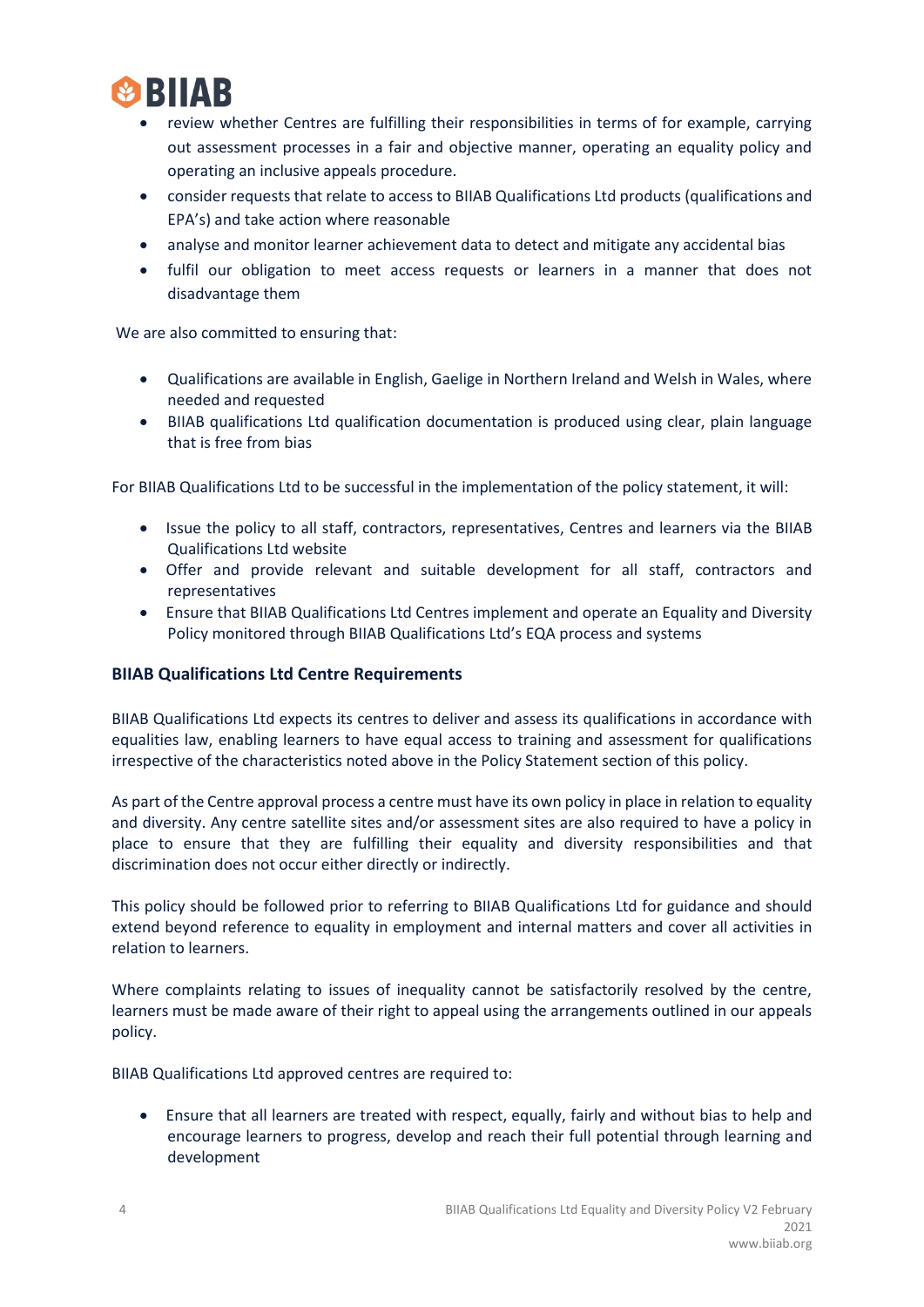- review whether Centres are fulfilling their responsibilities in terms of for example, carrying out assessment processes in a fair and objective manner, operating an equality policy and operating an inclusive appeals procedure.
- consider requests that relate to access to BIIAB Qualifications Ltd products (qualifications and EPA's) and take action where reasonable
- analyse and monitor learner achievement data to detect and mitigate any accidental bias
- fulfil our obligation to meet access requests or learners in a manner that does not disadvantage them

We are also committed to ensuring that:

- Qualifications are available in English, Gaelige in Northern Ireland and Welsh in Wales, where needed and requested
- BIIAB qualifications Ltd qualification documentation is produced using clear, plain language that is free from bias

For BIIAB Qualifications Ltd to be successful in the implementation of the policy statement, it will:

- Issue the policy to all staff, contractors, representatives, Centres and learners via the BIIAB Qualifications Ltd website
- Offer and provide relevant and suitable development for all staff, contractors and representatives
- Ensure that BIIAB Qualifications Ltd Centres implement and operate an Equality and Diversity Policy monitored through BIIAB Qualifications Ltd's EQA process and systems

**BIIAB Qualifications Ltd Centre Requirements**

BIIAB Qualifications Ltd expects its centres to deliver and assess its qualifications in accordance with equalities law, enabling learners to have equal access to training and assessment for qualifications irrespective of the characteristics noted above in the Policy Statement section of this policy.

As part of the Centre approval process a centre must have its own policy in place in relation to equality and diversity. Any centre satellite sites and/or assessment sites are also required to have a policy in place to ensure that they are fulfilling their equality and diversity responsibilities and that discrimination does not occur either directly or indirectly.

This policy should be followed prior to referring to BIIAB Qualifications Ltd for guidance and should extend beyond reference to equality in employment and internal matters and cover all activities in relation to learners.

Where complaints relating to issues of inequality cannot be satisfactorily resolved by the centre, learners must be made aware of their right to appeal using the arrangements outlined in our appeals policy.

BIIAB Qualifications Ltd approved centres are required to:

- Ensure that all learners are treated with respect, equally, fairly and without bias to help and encourage learners to progress, develop and reach their full potential through learning and development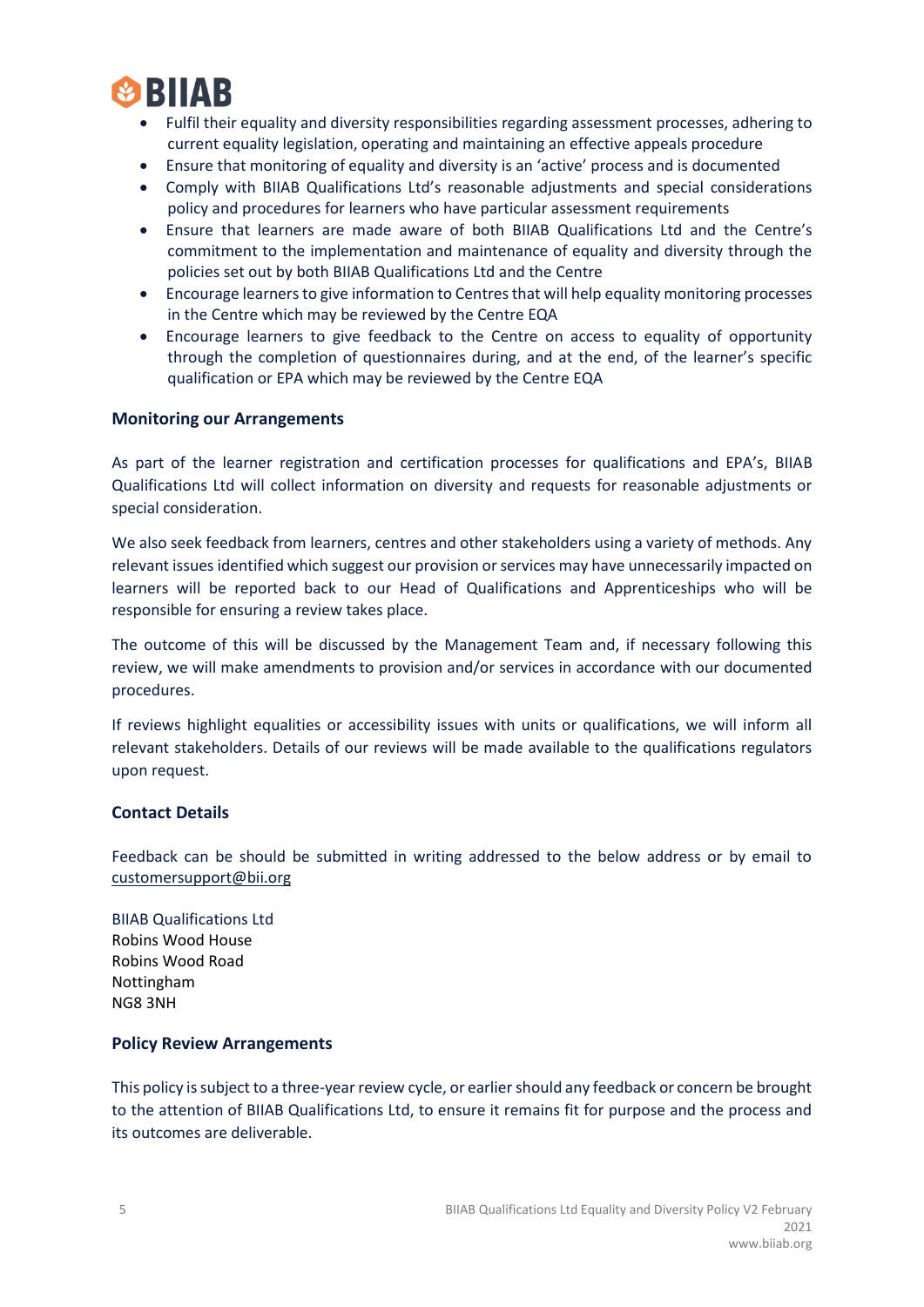- Fulfil their equality and diversity responsibilities regarding assessment processes, adhering to current equality legislation, operating and maintaining an effective appeals procedure
- Ensure that monitoring of equality and diversity is an 'active' process and is documented
- Comply with BIIAB Qualifications Ltd's reasonable adjustments and special considerations policy and procedures for learners who have particular assessment requirements
- Ensure that learners are made aware of both BIIAB Qualifications Ltd and the Centre's commitment to the implementation and maintenance of equality and diversity through the policies set out by both BIIAB Qualifications Ltd and the Centre
- Encourage learners to give information to Centres that will help equality monitoring processes in the Centre which may be reviewed by the Centre EQA
- Encourage learners to give feedback to the Centre on access to equality of opportunity through the completion of questionnaires during, and at the end, of the learner's specific qualification or EPA which may be reviewed by the Centre EQA

### Monitoring our Arrangements

As part of the learner registration and certification processes for qualifications and EPA's, BIIAB Qualifications Ltd will collect information on diversity and requests for reasonable adjustments or special consideration.

We also seek feedback from learners, centres and other stakeholders using a variety of methods. Any relevant issues identified which suggest our provision or services may have unnecessarily impacted on learners will be reported back to our Head of Qualifications and Apprenticeships who will be responsible for ensuring a review takes place.

The outcome of this will be discussed by the Management Team and, if necessary following this review, we will make amendments to provision and/or services in accordance with our documented procedures.

If reviews highlight equalities or accessibility issues with units or qualifications, we will inform all relevant stakeholders. Details of our reviews will be made available to the qualifications regulators upon request.

### Contact Details

Feedback can be should be submitted in writing addressed to the below address or by email to customersupport@bii.org

BIIAB Qualifications Ltd
Robins Wood House
Robins Wood Road
Nottingham
NG8 3NH

### Policy Review Arrangements

This policy is subject to a three-year review cycle, or earlier should any feedback or concern be brought to the attention of BIIAB Qualifications Ltd, to ensure it remains fit for purpose and the process and its outcomes are deliverable.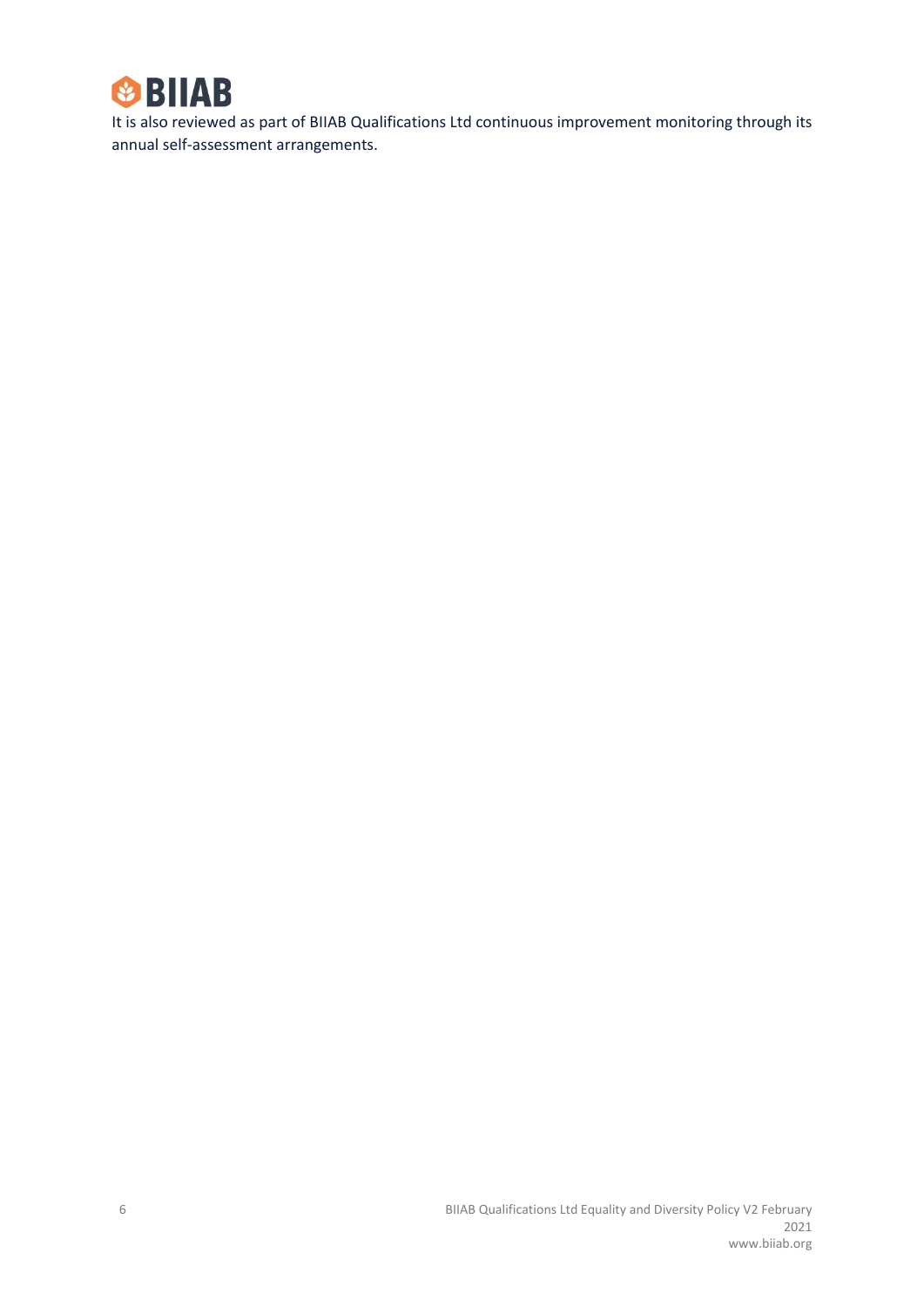It is also reviewed as part of BIIAB Qualifications Ltd continuous improvement monitoring through its annual self-assessment arrangements.